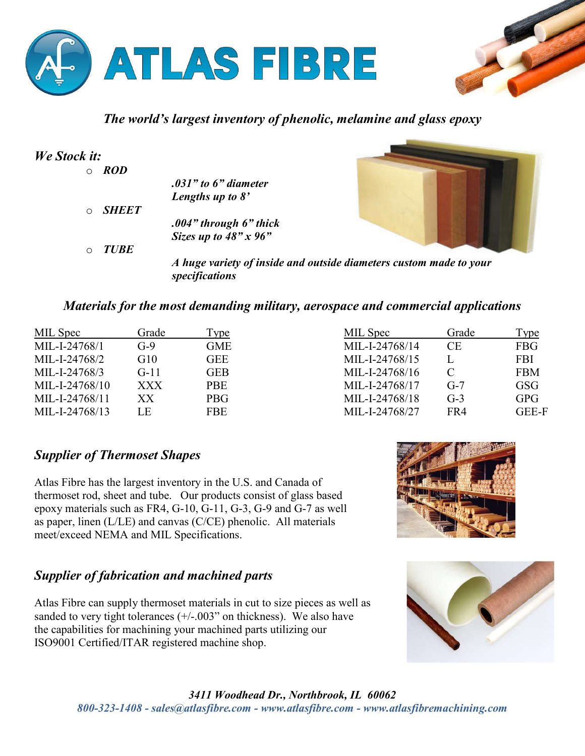# ATLAS FIBRE

*The world's largest inventory of phenolic, melamine and glass epoxy*

## *We Stock it:*

- ***ROD***
  - *.031" to 6" diameter*
  - *Lengths up to 8'*
- ***SHEET***
  - *.004" through 6" thick*
  - *Sizes up to 48" x 96"*
- ***TUBE***
  - *A huge variety of inside and outside diameters custom made to your specifications*

## *Materials for the most demanding military, aerospace and commercial applications*

| MIL Spec | Grade | Type |
|---|---|---|
| MIL-I-24768/1 | G-9 | GME |
| MIL-I-24768/2 | G10 | GEE |
| MIL-I-24768/3 | G-11 | GEB |
| MIL-I-24768/10 | XXX | PBE |
| MIL-I-24768/11 | XX | PBG |
| MIL-I-24768/13 | LE | FBE |
| MIL-I-24768/14 | CE | FBG |
| MIL-I-24768/15 | L | FBI |
| MIL-I-24768/16 | C | FBM |
| MIL-I-24768/17 | G-7 | GSG |
| MIL-I-24768/18 | G-3 | GPG |
| MIL-I-24768/27 | FR4 | GEE-F |

## *Supplier of Thermoset Shapes*

Atlas Fibre has the largest inventory in the U.S. and Canada of thermoset rod, sheet and tube. Our products consist of glass based epoxy materials such as FR4, G-10, G-11, G-3, G-9 and G-7 as well as paper, linen (L/LE) and canvas (C/CE) phenolic. All materials meet/exceed NEMA and MIL Specifications.

## *Supplier of fabrication and machined parts*

Atlas Fibre can supply thermoset materials in cut to size pieces as well as sanded to very tight tolerances (+/-.003" on thickness). We also have the capabilities for machining your machined parts utilizing our ISO9001 Certified/ITAR registered machine shop.

***3411 Woodhead Dr., Northbrook, IL 60062***

***800-323-1408 - sales@atlasfibre.com - www.atlasfibre.com - www.atlasfibremachining.com***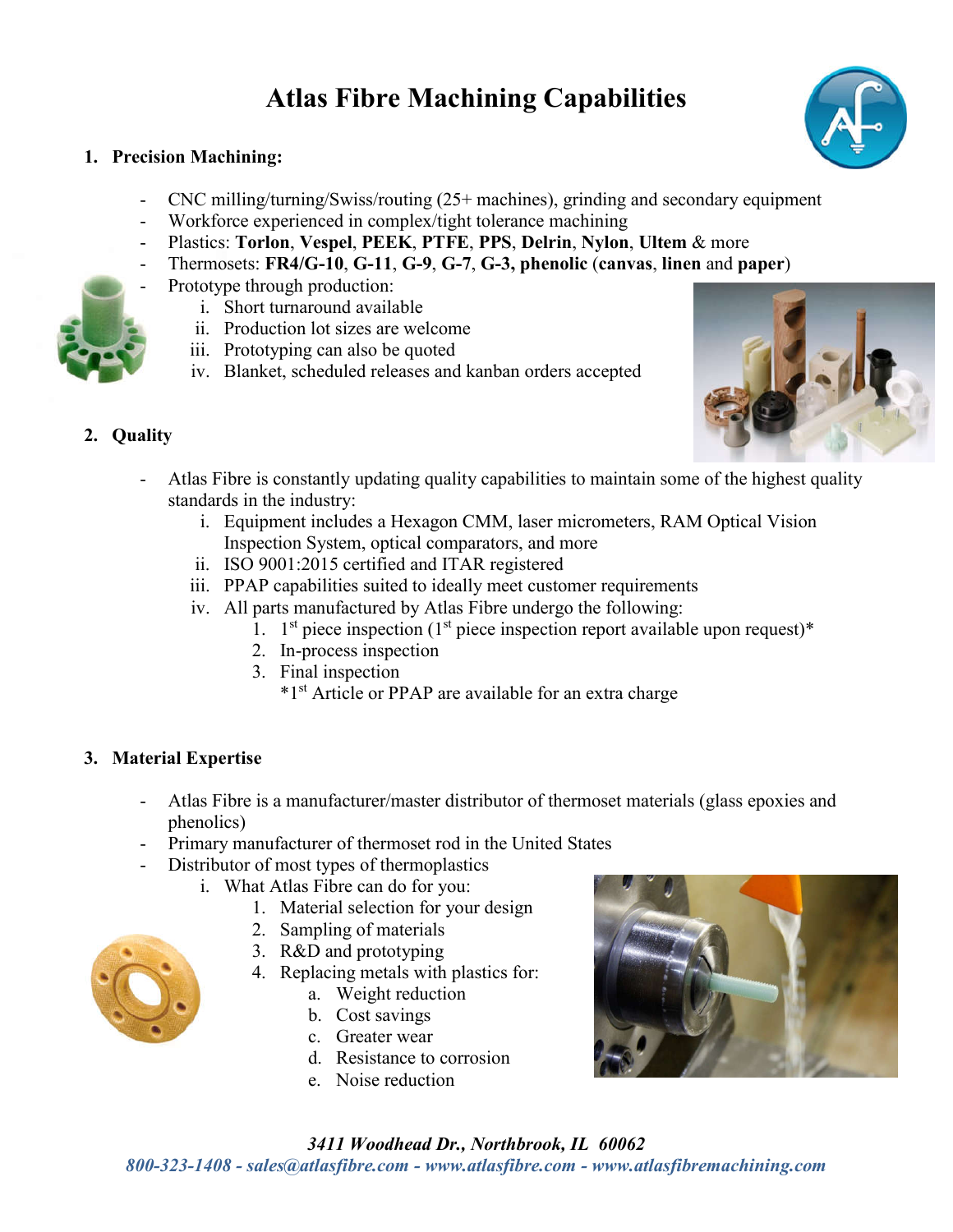# Atlas Fibre Machining Capabilities

1. **Precision Machining:**

   - CNC milling/turning/Swiss/routing (25+ machines), grinding and secondary equipment
   - Workforce experienced in complex/tight tolerance machining
   - Plastics: **Torlon**, **Vespel**, **PEEK**, **PTFE**, **PPS**, **Delrin**, **Nylon**, **Ultem** & more
   - Thermosets: **FR4/G-10**, **G-11**, **G-9**, **G-7**, **G-3, phenolic** (**canvas**, **linen** and **paper**)
   - Prototype through production:
     - i. Short turnaround available
     - ii. Production lot sizes are welcome
     - iii. Prototyping can also be quoted
     - iv. Blanket, scheduled releases and kanban orders accepted

2. **Quality**

   - Atlas Fibre is constantly updating quality capabilities to maintain some of the highest quality standards in the industry:
     - i. Equipment includes a Hexagon CMM, laser micrometers, RAM Optical Vision Inspection System, optical comparators, and more
     - ii. ISO 9001:2015 certified and ITAR registered
     - iii. PPAP capabilities suited to ideally meet customer requirements
     - iv. All parts manufactured by Atlas Fibre undergo the following:
       1. 1st piece inspection (1st piece inspection report available upon request)*
       2. In-process inspection
       3. Final inspection

       *1st Article or PPAP are available for an extra charge

3. **Material Expertise**

   - Atlas Fibre is a manufacturer/master distributor of thermoset materials (glass epoxies and phenolics)
   - Primary manufacturer of thermoset rod in the United States
   - Distributor of most types of thermoplastics
     - i. What Atlas Fibre can do for you:
       1. Material selection for your design
       2. Sampling of materials
       3. R&D and prototyping
       4. Replacing metals with plastics for:
          - a. Weight reduction
          - b. Cost savings
          - c. Greater wear
          - d. Resistance to corrosion
          - e. Noise reduction

*3411 Woodhead Dr., Northbrook, IL 60062*

*800-323-1408 - sales@atlasfibre.com - www.atlasfibre.com - www.atlasfibremachining.com*